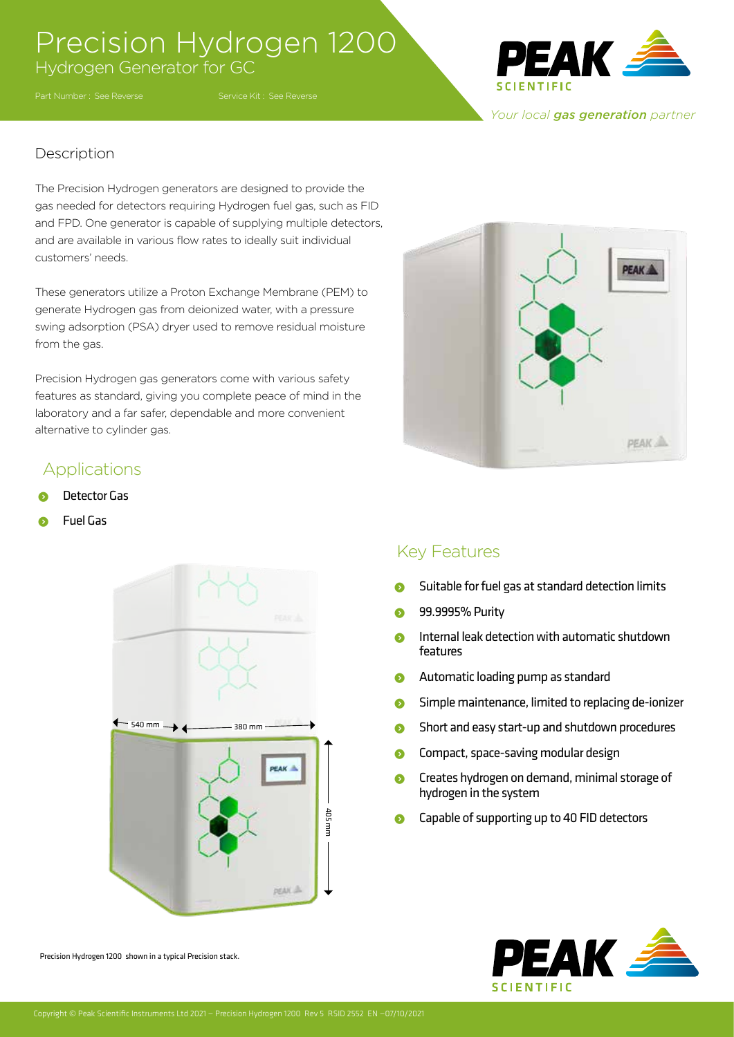# Precision Hydrogen 1200

## Hydrogen Generator for GC

Part Number : See Reverse

Service Kit : See Reverse

*Your local **gas generation** partner*

## Description

The Precision Hydrogen generators are designed to provide the gas needed for detectors requiring Hydrogen fuel gas, such as FID and FPD. One generator is capable of supplying multiple detectors, and are available in various flow rates to ideally suit individual customers' needs.

These generators utilize a Proton Exchange Membrane (PEM) to generate Hydrogen gas from deionized water, with a pressure swing adsorption (PSA) dryer used to remove residual moisture from the gas.

Precision Hydrogen gas generators come with various safety features as standard, giving you complete peace of mind in the laboratory and a far safer, dependable and more convenient alternative to cylinder gas.

## Applications

- Detector Gas
- Fuel Gas

540 mm

380 mm

405 mm

Precision Hydrogen 1200 shown in a typical Precision stack.

## Key Features

- Suitable for fuel gas at standard detection limits
- 99.9995% Purity
- Internal leak detection with automatic shutdown features
- Automatic loading pump as standard
- Simple maintenance, limited to replacing de-ionizer
- Short and easy start-up and shutdown procedures
- Compact, space-saving modular design
- Creates hydrogen on demand, minimal storage of hydrogen in the system
- Capable of supporting up to 40 FID detectors

Copyright © Peak Scientific Instruments Ltd 2021 – Precision Hydrogen 1200 Rev 5 RSID 2552 EN –07/10/2021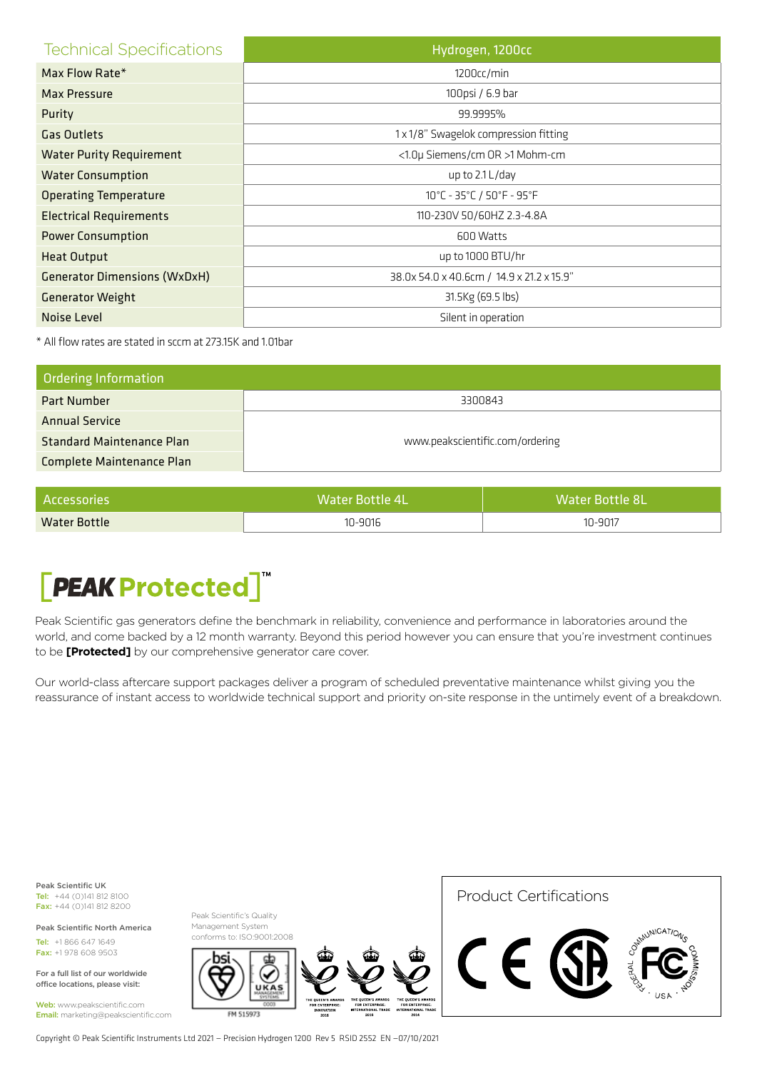| Technical Specifications | Hydrogen, 1200cc |
|---|---|
| Max Flow Rate* | 1200cc/min |
| Max Pressure | 100psi / 6.9 bar |
| Purity | 99.9995% |
| Gas Outlets | 1 x 1/8" Swagelok compression fitting |
| Water Purity Requirement | <1.0µ Siemens/cm OR >1 Mohm-cm |
| Water Consumption | up to 2.1 L/day |
| Operating Temperature | 10°C - 35°C / 50°F - 95°F |
| Electrical Requirements | 110-230V 50/60HZ 2.3-4.8A |
| Power Consumption | 600 Watts |
| Heat Output | up to 1000 BTU/hr |
| Generator Dimensions (WxDxH) | 38.0x 54.0 x 40.6cm / 14.9 x 21.2 x 15.9" |
| Generator Weight | 31.5Kg (69.5 lbs) |
| Noise Level | Silent in operation |

* All flow rates are stated in sccm at 273.15K and 1.01bar

| Ordering Information | |
|---|---|
| Part Number | 3300843 |
| Annual Service | www.peakscientific.com/ordering |
| Standard Maintenance Plan | |
| Complete Maintenance Plan | |

| Accessories | Water Bottle 4L | Water Bottle 8L |
|---|---|---|
| Water Bottle | 10-9016 | 10-9017 |

## [PEAK Protected]™

Peak Scientific gas generators define the benchmark in reliability, convenience and performance in laboratories around the world, and come backed by a 12 month warranty. Beyond this period however you can ensure that you're investment continues to be **[Protected]** by our comprehensive generator care cover.

Our world-class aftercare support packages deliver a program of scheduled preventative maintenance whilst giving you the reassurance of instant access to worldwide technical support and priority on-site response in the untimely event of a breakdown.

**Peak Scientific UK**
Tel: +44 (0)141 812 8100
Fax: +44 (0)141 812 8200

**Peak Scientific North America**
Tel: +1 866 647 1649
Fax: +1 978 608 9503

For a full list of our worldwide office locations, please visit:

Web: www.peakscientific.com
Email: marketing@peakscientific.com

Peak Scientific's Quality Management System conforms to: ISO:9001:2008

FM 515973

Product Certifications

Copyright © Peak Scientific Instruments Ltd 2021 – Precision Hydrogen 1200 Rev 5 RSID 2552 EN –07/10/2021